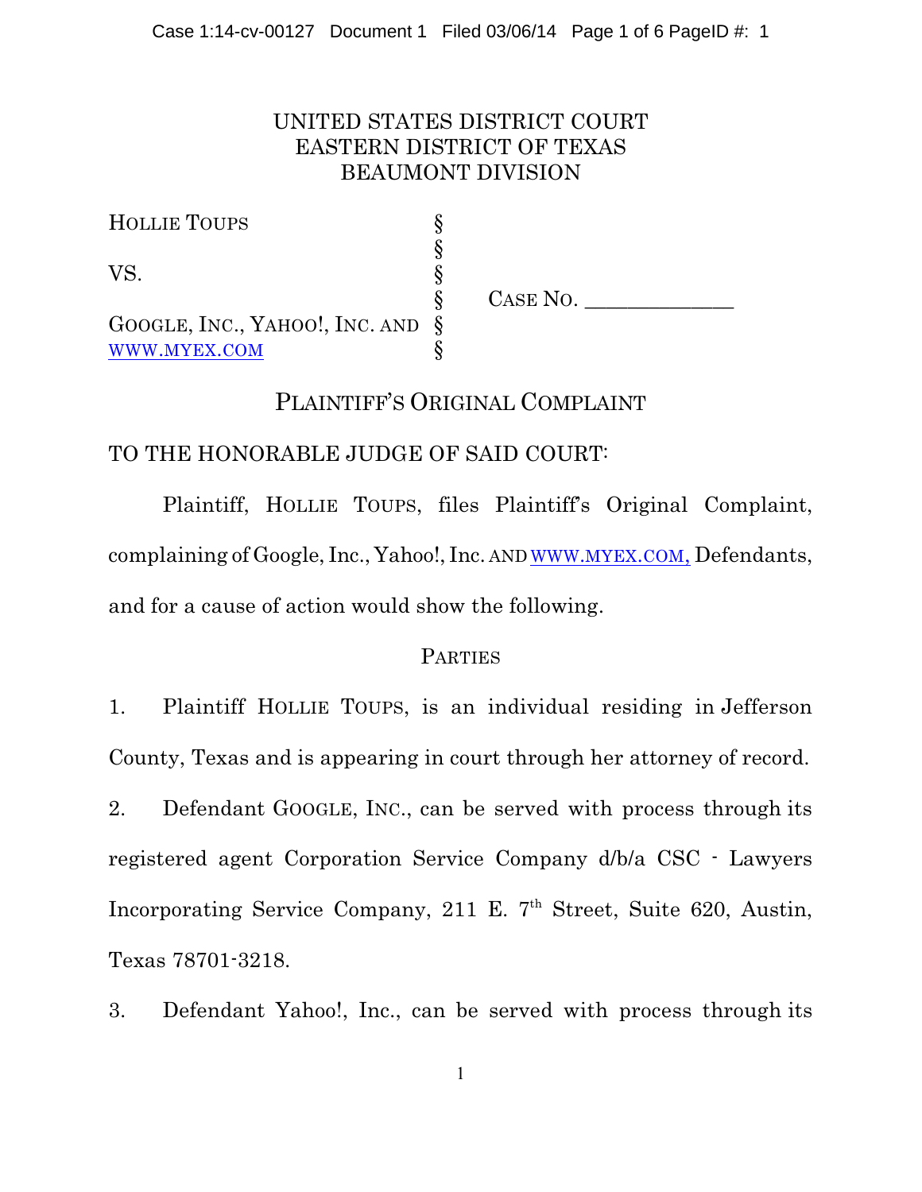UNITED STATES DISTRICT COURT
EASTERN DISTRICT OF TEXAS
BEAUMONT DIVISION

| | | |
|---|---|---|
| HOLLIE TOUPS | § | |
| | § | |
| VS. | § | |
| | § | CASE NO. ______________ |
| GOOGLE, INC., YAHOO!, INC. AND | § | |
| WWW.MYEX.COM | § | |

## PLAINTIFF'S ORIGINAL COMPLAINT

TO THE HONORABLE JUDGE OF SAID COURT:

Plaintiff, HOLLIE TOUPS, files Plaintiff's Original Complaint, complaining of Google, Inc., Yahoo!, Inc. AND WWW.MYEX.COM, Defendants, and for a cause of action would show the following.

### PARTIES

1. Plaintiff HOLLIE TOUPS, is an individual residing in Jefferson County, Texas and is appearing in court through her attorney of record.

2. Defendant GOOGLE, INC., can be served with process through its registered agent Corporation Service Company d/b/a CSC - Lawyers Incorporating Service Company, 211 E. 7th Street, Suite 620, Austin, Texas 78701-3218.

3. Defendant Yahoo!, Inc., can be served with process through its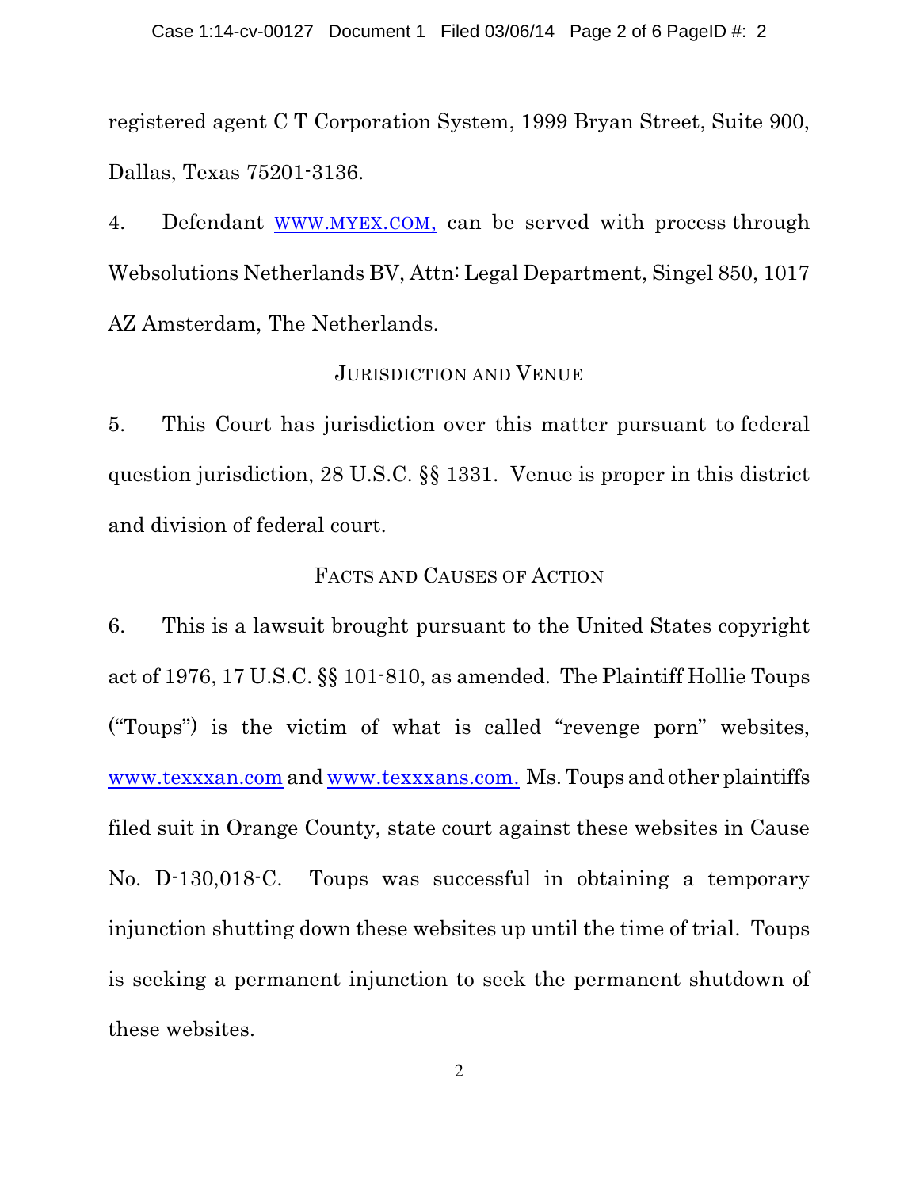registered agent C T Corporation System, 1999 Bryan Street, Suite 900, Dallas, Texas 75201-3136.

4. Defendant WWW.MYEX.COM, can be served with process through Websolutions Netherlands BV, Attn: Legal Department, Singel 850, 1017 AZ Amsterdam, The Netherlands.

## JURISDICTION AND VENUE

5. This Court has jurisdiction over this matter pursuant to federal question jurisdiction, 28 U.S.C. §§ 1331. Venue is proper in this district and division of federal court.

## FACTS AND CAUSES OF ACTION

6. This is a lawsuit brought pursuant to the United States copyright act of 1976, 17 U.S.C. §§ 101-810, as amended. The Plaintiff Hollie Toups ("Toups") is the victim of what is called "revenge porn" websites, www.texxxan.com and www.texxxans.com. Ms. Toups and other plaintiffs filed suit in Orange County, state court against these websites in Cause No. D-130,018-C. Toups was successful in obtaining a temporary injunction shutting down these websites up until the time of trial. Toups is seeking a permanent injunction to seek the permanent shutdown of these websites.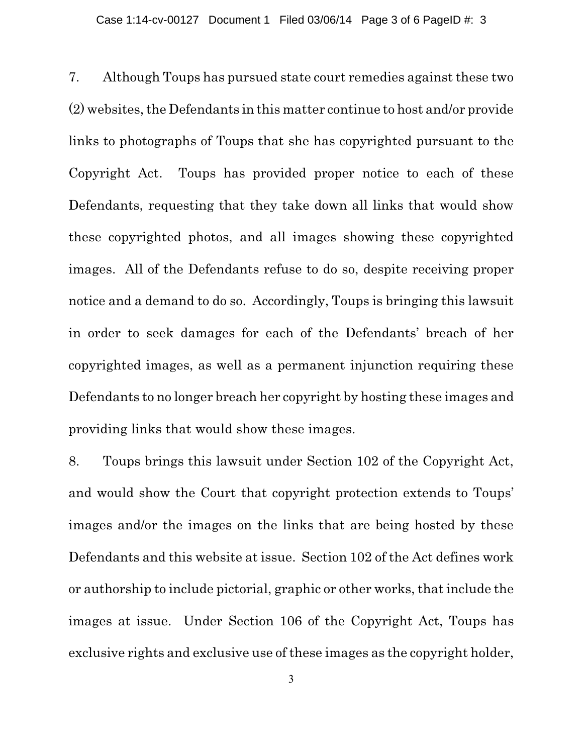7. Although Toups has pursued state court remedies against these two (2) websites, the Defendants in this matter continue to host and/or provide links to photographs of Toups that she has copyrighted pursuant to the Copyright Act. Toups has provided proper notice to each of these Defendants, requesting that they take down all links that would show these copyrighted photos, and all images showing these copyrighted images. All of the Defendants refuse to do so, despite receiving proper notice and a demand to do so. Accordingly, Toups is bringing this lawsuit in order to seek damages for each of the Defendants' breach of her copyrighted images, as well as a permanent injunction requiring these Defendants to no longer breach her copyright by hosting these images and providing links that would show these images.

8. Toups brings this lawsuit under Section 102 of the Copyright Act, and would show the Court that copyright protection extends to Toups' images and/or the images on the links that are being hosted by these Defendants and this website at issue. Section 102 of the Act defines work or authorship to include pictorial, graphic or other works, that include the images at issue. Under Section 106 of the Copyright Act, Toups has exclusive rights and exclusive use of these images as the copyright holder,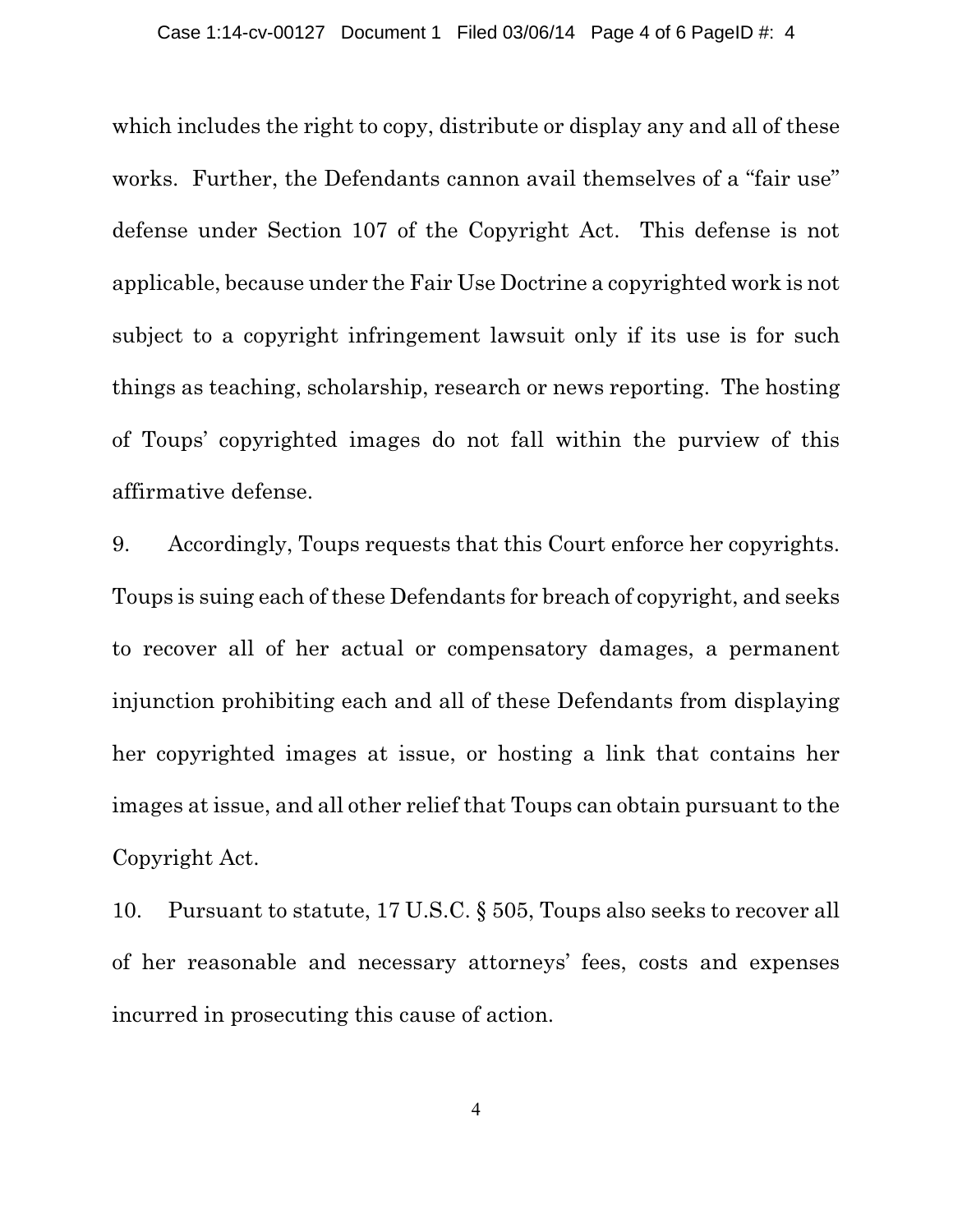which includes the right to copy, distribute or display any and all of these works. Further, the Defendants cannon avail themselves of a "fair use" defense under Section 107 of the Copyright Act. This defense is not applicable, because under the Fair Use Doctrine a copyrighted work is not subject to a copyright infringement lawsuit only if its use is for such things as teaching, scholarship, research or news reporting. The hosting of Toups' copyrighted images do not fall within the purview of this affirmative defense.

9. Accordingly, Toups requests that this Court enforce her copyrights. Toups is suing each of these Defendants for breach of copyright, and seeks to recover all of her actual or compensatory damages, a permanent injunction prohibiting each and all of these Defendants from displaying her copyrighted images at issue, or hosting a link that contains her images at issue, and all other relief that Toups can obtain pursuant to the Copyright Act.

10. Pursuant to statute, 17 U.S.C. § 505, Toups also seeks to recover all of her reasonable and necessary attorneys' fees, costs and expenses incurred in prosecuting this cause of action.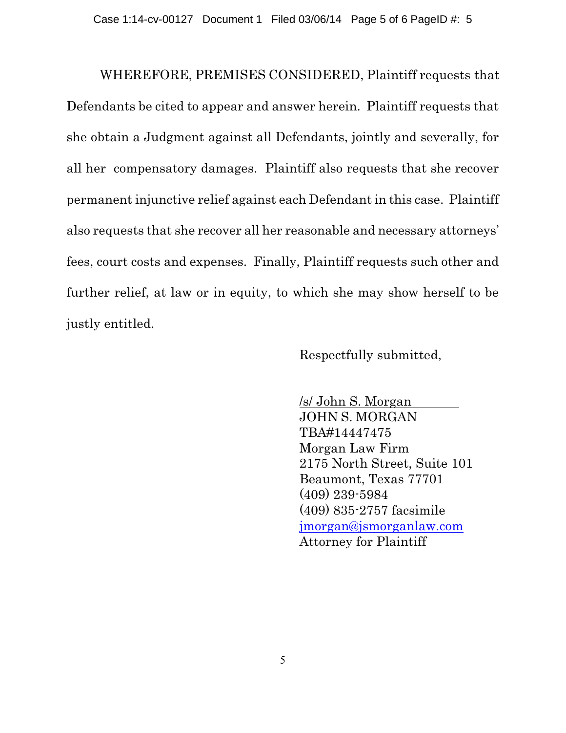WHEREFORE, PREMISES CONSIDERED, Plaintiff requests that Defendants be cited to appear and answer herein. Plaintiff requests that she obtain a Judgment against all Defendants, jointly and severally, for all her compensatory damages. Plaintiff also requests that she recover permanent injunctive relief against each Defendant in this case. Plaintiff also requests that she recover all her reasonable and necessary attorneys' fees, court costs and expenses. Finally, Plaintiff requests such other and further relief, at law or in equity, to which she may show herself to be justly entitled.

Respectfully submitted,

/s/ John S. Morgan
JOHN S. MORGAN
TBA#14447475
Morgan Law Firm
2175 North Street, Suite 101
Beaumont, Texas 77701
(409) 239-5984
(409) 835-2757 facsimile
jmorgan@jsmorganlaw.com
Attorney for Plaintiff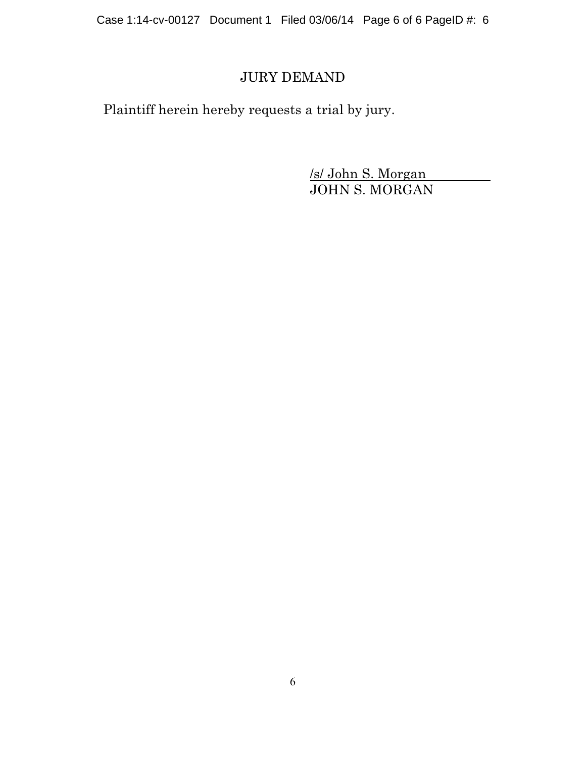## JURY DEMAND

Plaintiff herein hereby requests a trial by jury.

/s/ John S. Morgan
JOHN S. MORGAN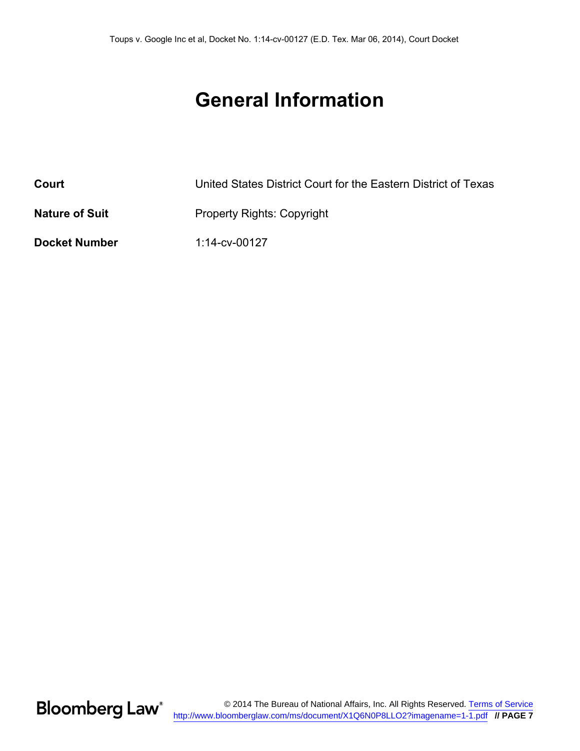# General Information

| | |
|---|---|
| **Court** | United States District Court for the Eastern District of Texas |
| **Nature of Suit** | Property Rights: Copyright |
| **Docket Number** | 1:14-cv-00127 |